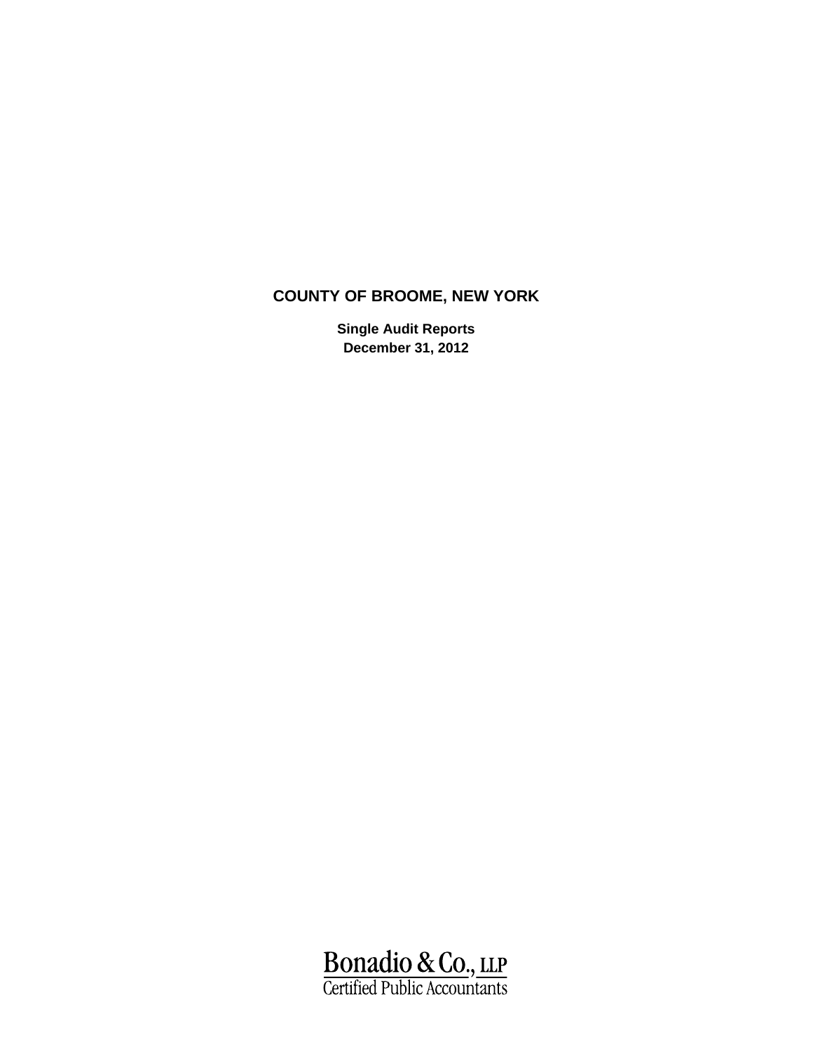# COUNTY OF BROOME, NEW YORK

**Single Audit Reports**
**December 31, 2012**

Bonadio & Co., LLP
Certified Public Accountants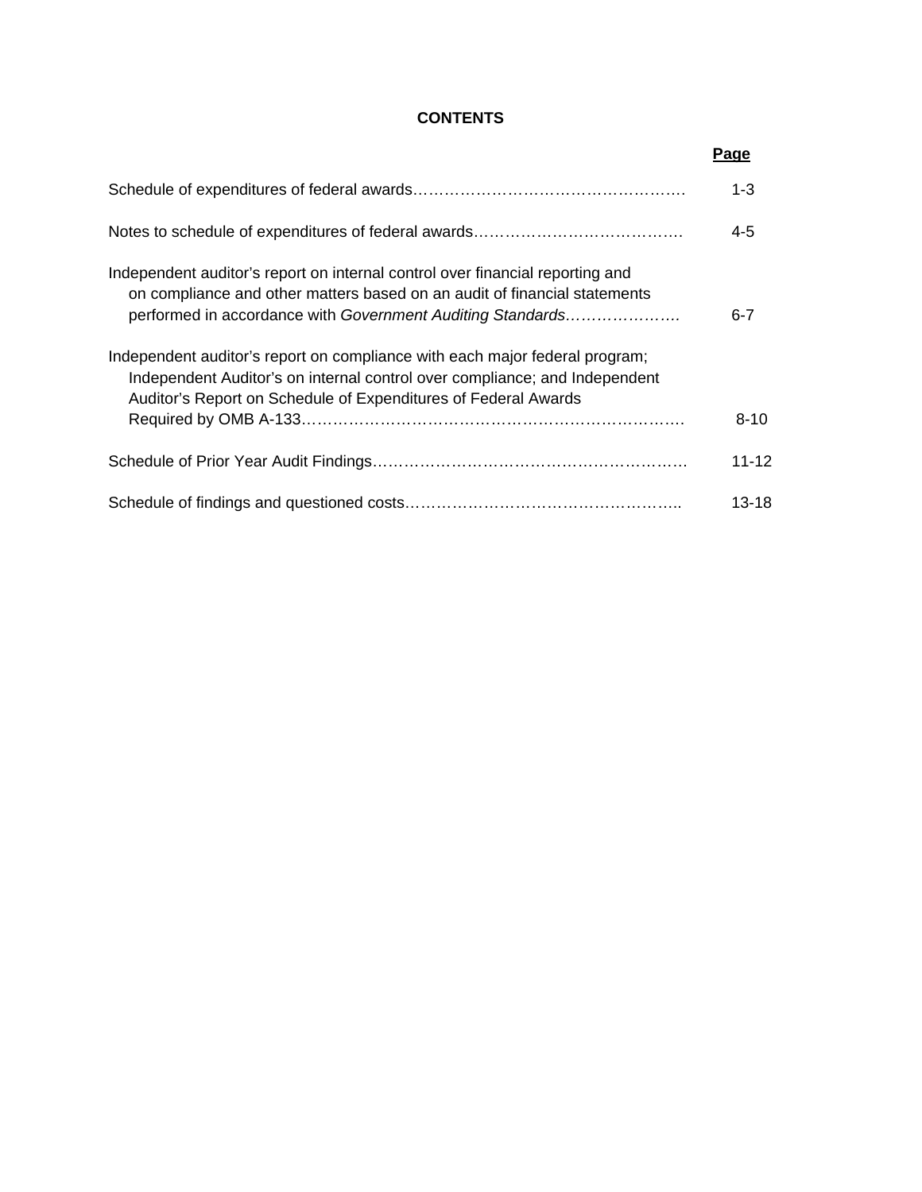# CONTENTS

| | Page |
|---|---|
| Schedule of expenditures of federal awards | 1-3 |
| Notes to schedule of expenditures of federal awards | 4-5 |
| Independent auditor's report on internal control over financial reporting and on compliance and other matters based on an audit of financial statements performed in accordance with *Government Auditing Standards* | 6-7 |
| Independent auditor's report on compliance with each major federal program; Independent Auditor's on internal control over compliance; and Independent Auditor's Report on Schedule of Expenditures of Federal Awards Required by OMB A-133 | 8-10 |
| Schedule of Prior Year Audit Findings | 11-12 |
| Schedule of findings and questioned costs | 13-18 |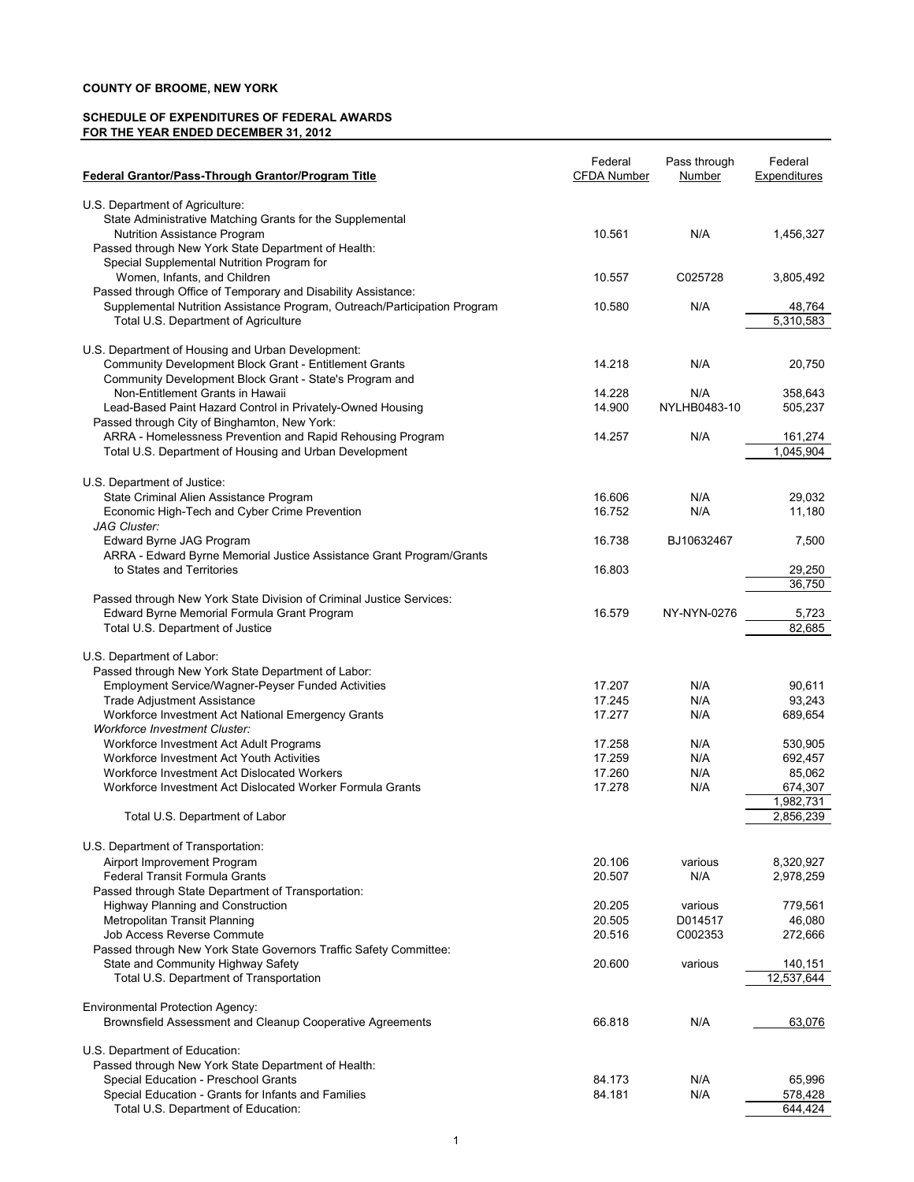**COUNTY OF BROOME, NEW YORK**

**SCHEDULE OF EXPENDITURES OF FEDERAL AWARDS**
**FOR THE YEAR ENDED DECEMBER 31, 2012**

| Federal Grantor/Pass-Through Grantor/Program Title | Federal CFDA Number | Pass through Number | Federal Expenditures |
|---|---|---|---|
| U.S. Department of Agriculture: | | | |
| State Administrative Matching Grants for the Supplemental Nutrition Assistance Program | 10.561 | N/A | 1,456,327 |
| Passed through New York State Department of Health: | | | |
| Special Supplemental Nutrition Program for Women, Infants, and Children | 10.557 | C025728 | 3,805,492 |
| Passed through Office of Temporary and Disability Assistance: | | | |
| Supplemental Nutrition Assistance Program, Outreach/Participation Program | 10.580 | N/A | 48,764 |
| Total U.S. Department of Agriculture | | | 5,310,583 |
| U.S. Department of Housing and Urban Development: | | | |
| Community Development Block Grant - Entitlement Grants | 14.218 | N/A | 20,750 |
| Community Development Block Grant - State's Program and Non-Entitlement Grants in Hawaii | 14.228 | N/A | 358,643 |
| Lead-Based Paint Hazard Control in Privately-Owned Housing | 14.900 | NYLHB0483-10 | 505,237 |
| Passed through City of Binghamton, New York: | | | |
| ARRA - Homelessness Prevention and Rapid Rehousing Program | 14.257 | N/A | 161,274 |
| Total U.S. Department of Housing and Urban Development | | | 1,045,904 |
| U.S. Department of Justice: | | | |
| State Criminal Alien Assistance Program | 16.606 | N/A | 29,032 |
| Economic High-Tech and Cyber Crime Prevention | 16.752 | N/A | 11,180 |
| *JAG Cluster:* | | | |
| Edward Byrne JAG Program | 16.738 | BJ10632467 | 7,500 |
| ARRA - Edward Byrne Memorial Justice Assistance Grant Program/Grants to States and Territories | 16.803 | | 29,250 |
| | | | 36,750 |
| Passed through New York State Division of Criminal Justice Services: | | | |
| Edward Byrne Memorial Formula Grant Program | 16.579 | NY-NYN-0276 | 5,723 |
| Total U.S. Department of Justice | | | 82,685 |
| U.S. Department of Labor: | | | |
| Passed through New York State Department of Labor: | | | |
| Employment Service/Wagner-Peyser Funded Activities | 17.207 | N/A | 90,611 |
| Trade Adjustment Assistance | 17.245 | N/A | 93,243 |
| Workforce Investment Act National Emergency Grants | 17.277 | N/A | 689,654 |
| *Workforce Investment Cluster:* | | | |
| Workforce Investment Act Adult Programs | 17.258 | N/A | 530,905 |
| Workforce Investment Act Youth Activities | 17.259 | N/A | 692,457 |
| Workforce Investment Act Dislocated Workers | 17.260 | N/A | 85,062 |
| Workforce Investment Act Dislocated Worker Formula Grants | 17.278 | N/A | 674,307 |
| | | | 1,982,731 |
| Total U.S. Department of Labor | | | 2,856,239 |
| U.S. Department of Transportation: | | | |
| Airport Improvement Program | 20.106 | various | 8,320,927 |
| Federal Transit Formula Grants | 20.507 | N/A | 2,978,259 |
| Passed through State Department of Transportation: | | | |
| Highway Planning and Construction | 20.205 | various | 779,561 |
| Metropolitan Transit Planning | 20.505 | D014517 | 46,080 |
| Job Access Reverse Commute | 20.516 | C002353 | 272,666 |
| Passed through New York State Governors Traffic Safety Committee: | | | |
| State and Community Highway Safety | 20.600 | various | 140,151 |
| Total U.S. Department of Transportation | | | 12,537,644 |
| Environmental Protection Agency: | | | |
| Brownsfield Assessment and Cleanup Cooperative Agreements | 66.818 | N/A | 63,076 |
| U.S. Department of Education: | | | |
| Passed through New York State Department of Health: | | | |
| Special Education - Preschool Grants | 84.173 | N/A | 65,996 |
| Special Education - Grants for Infants and Families | 84.181 | N/A | 578,428 |
| Total U.S. Department of Education: | | | 644,424 |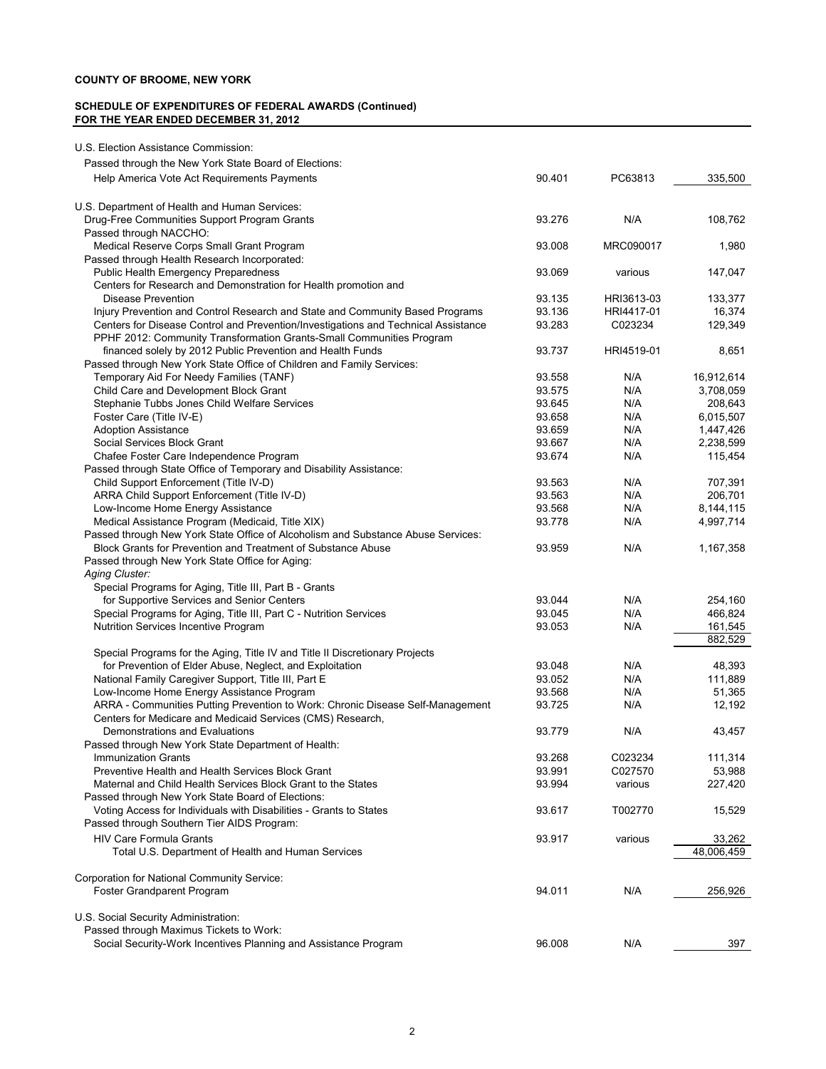**COUNTY OF BROOME, NEW YORK**

**SCHEDULE OF EXPENDITURES OF FEDERAL AWARDS (Continued)**
**FOR THE YEAR ENDED DECEMBER 31, 2012**

| | | | |
|---|---|---|---|
| U.S. Election Assistance Commission: | | | |
| Passed through the New York State Board of Elections: | | | |
| Help America Vote Act Requirements Payments | 90.401 | PC63813 | 335,500 |
| | | | |
| U.S. Department of Health and Human Services: | | | |
| Drug-Free Communities Support Program Grants | 93.276 | N/A | 108,762 |
| Passed through NACCHO: | | | |
| Medical Reserve Corps Small Grant Program | 93.008 | MRC090017 | 1,980 |
| Passed through Health Research Incorporated: | | | |
| Public Health Emergency Preparedness | 93.069 | various | 147,047 |
| Centers for Research and Demonstration for Health promotion and Disease Prevention | 93.135 | HRI3613-03 | 133,377 |
| Injury Prevention and Control Research and State and Community Based Programs | 93.136 | HRI4417-01 | 16,374 |
| Centers for Disease Control and Prevention/Investigations and Technical Assistance | 93.283 | C023234 | 129,349 |
| PPHF 2012: Community Transformation Grants-Small Communities Program financed solely by 2012 Public Prevention and Health Funds | 93.737 | HRI4519-01 | 8,651 |
| Passed through New York State Office of Children and Family Services: | | | |
| Temporary Aid For Needy Families (TANF) | 93.558 | N/A | 16,912,614 |
| Child Care and Development Block Grant | 93.575 | N/A | 3,708,059 |
| Stephanie Tubbs Jones Child Welfare Services | 93.645 | N/A | 208,643 |
| Foster Care (Title IV-E) | 93.658 | N/A | 6,015,507 |
| Adoption Assistance | 93.659 | N/A | 1,447,426 |
| Social Services Block Grant | 93.667 | N/A | 2,238,599 |
| Chafee Foster Care Independence Program | 93.674 | N/A | 115,454 |
| Passed through State Office of Temporary and Disability Assistance: | | | |
| Child Support Enforcement (Title IV-D) | 93.563 | N/A | 707,391 |
| ARRA Child Support Enforcement (Title IV-D) | 93.563 | N/A | 206,701 |
| Low-Income Home Energy Assistance | 93.568 | N/A | 8,144,115 |
| Medical Assistance Program (Medicaid, Title XIX) | 93.778 | N/A | 4,997,714 |
| Passed through New York State Office of Alcoholism and Substance Abuse Services: | | | |
| Block Grants for Prevention and Treatment of Substance Abuse | 93.959 | N/A | 1,167,358 |
| Passed through New York State Office for Aging: | | | |
| *Aging Cluster:* | | | |
| Special Programs for Aging, Title III, Part B - Grants for Supportive Services and Senior Centers | 93.044 | N/A | 254,160 |
| Special Programs for Aging, Title III, Part C - Nutrition Services | 93.045 | N/A | 466,824 |
| Nutrition Services Incentive Program | 93.053 | N/A | 161,545 |
| | | | 882,529 |
| Special Programs for the Aging, Title IV and Title II Discretionary Projects for Prevention of Elder Abuse, Neglect, and Exploitation | 93.048 | N/A | 48,393 |
| National Family Caregiver Support, Title III, Part E | 93.052 | N/A | 111,889 |
| Low-Income Home Energy Assistance Program | 93.568 | N/A | 51,365 |
| ARRA - Communities Putting Prevention to Work: Chronic Disease Self-Management | 93.725 | N/A | 12,192 |
| Centers for Medicare and Medicaid Services (CMS) Research, Demonstrations and Evaluations | 93.779 | N/A | 43,457 |
| Passed through New York State Department of Health: | | | |
| Immunization Grants | 93.268 | C023234 | 111,314 |
| Preventive Health and Health Services Block Grant | 93.991 | C027570 | 53,988 |
| Maternal and Child Health Services Block Grant to the States | 93.994 | various | 227,420 |
| Passed through New York State Board of Elections: | | | |
| Voting Access for Individuals with Disabilities - Grants to States | 93.617 | T002770 | 15,529 |
| Passed through Southern Tier AIDS Program: | | | |
| HIV Care Formula Grants | 93.917 | various | 33,262 |
| Total U.S. Department of Health and Human Services | | | 48,006,459 |
| | | | |
| Corporation for National Community Service: | | | |
| Foster Grandparent Program | 94.011 | N/A | 256,926 |
| | | | |
| U.S. Social Security Administration: | | | |
| Passed through Maximus Tickets to Work: | | | |
| Social Security-Work Incentives Planning and Assistance Program | 96.008 | N/A | 397 |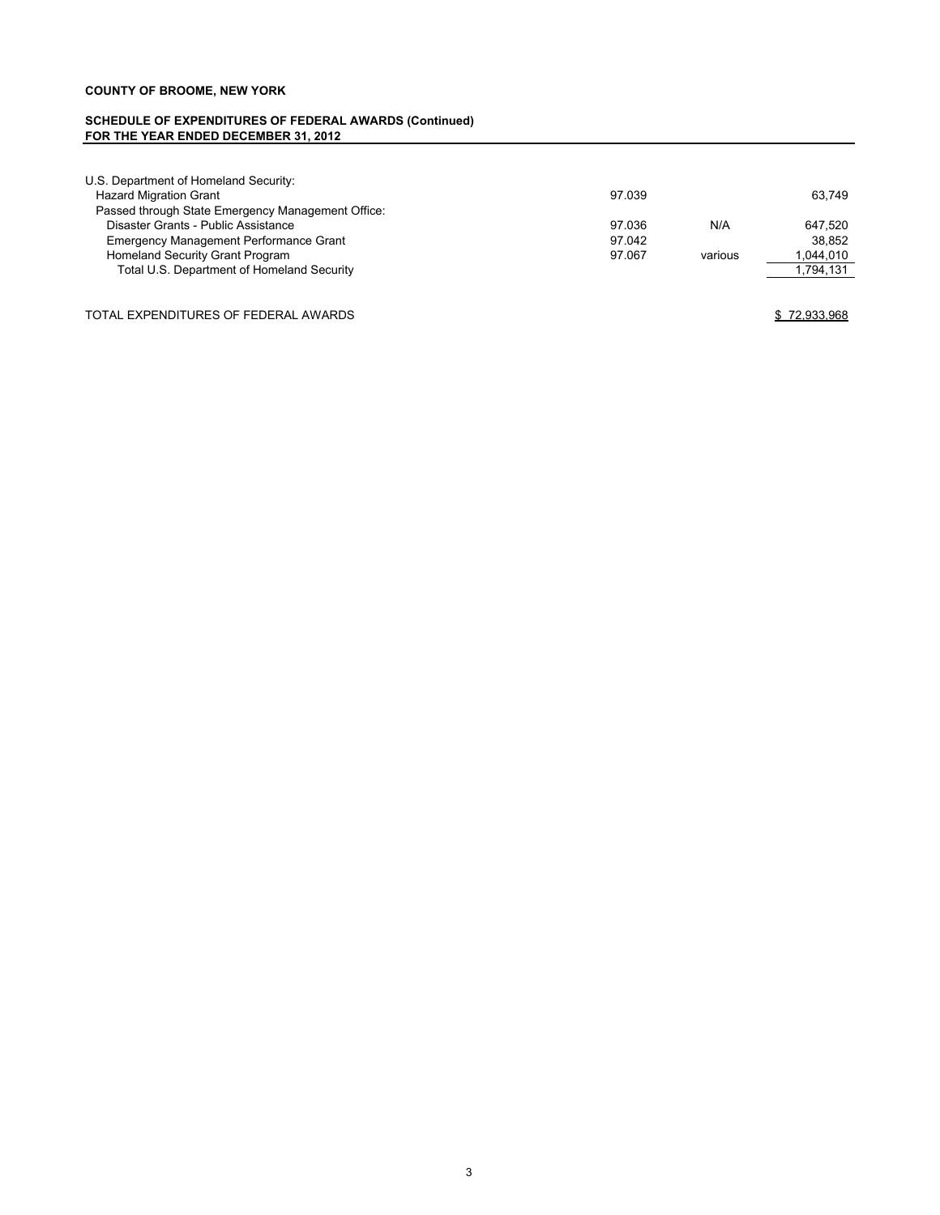**COUNTY OF BROOME, NEW YORK**

**SCHEDULE OF EXPENDITURES OF FEDERAL AWARDS (Continued)**
**FOR THE YEAR ENDED DECEMBER 31, 2012**

| | | | |
|---|---|---|---|
| U.S. Department of Homeland Security: | | | |
| Hazard Migration Grant | 97.039 | | 63,749 |
| Passed through State Emergency Management Office: | | | |
| Disaster Grants - Public Assistance | 97.036 | N/A | 647,520 |
| Emergency Management Performance Grant | 97.042 | | 38,852 |
| Homeland Security Grant Program | 97.067 | various | 1,044,010 |
| Total U.S. Department of Homeland Security | | | 1,794,131 |
| | | | |
| TOTAL EXPENDITURES OF FEDERAL AWARDS | | | $ 72,933,968 |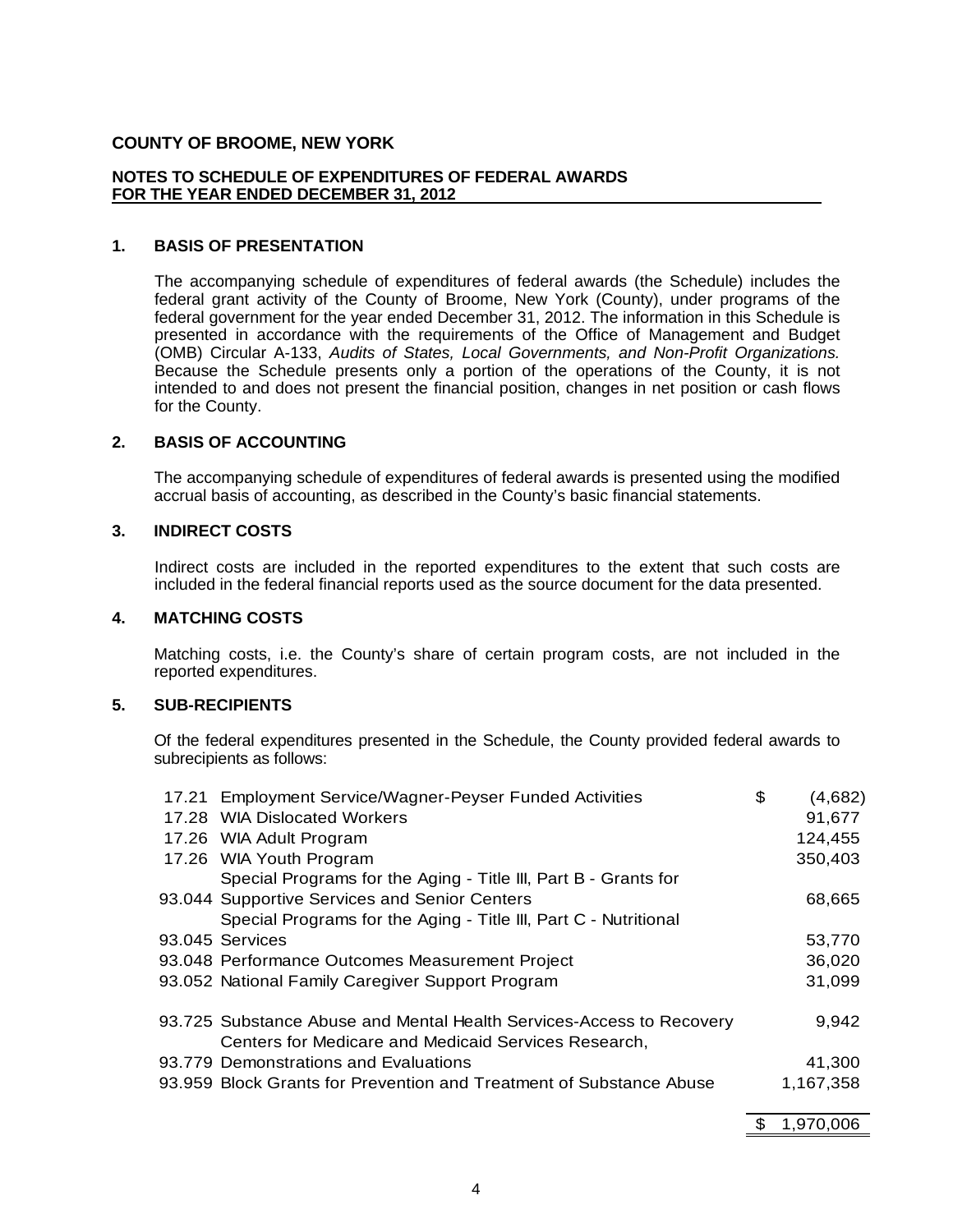**COUNTY OF BROOME, NEW YORK**

**NOTES TO SCHEDULE OF EXPENDITURES OF FEDERAL AWARDS**
**FOR THE YEAR ENDED DECEMBER 31, 2012**

## 1. BASIS OF PRESENTATION

The accompanying schedule of expenditures of federal awards (the Schedule) includes the federal grant activity of the County of Broome, New York (County), under programs of the federal government for the year ended December 31, 2012. The information in this Schedule is presented in accordance with the requirements of the Office of Management and Budget (OMB) Circular A-133, *Audits of States, Local Governments, and Non-Profit Organizations.* Because the Schedule presents only a portion of the operations of the County, it is not intended to and does not present the financial position, changes in net position or cash flows for the County.

## 2. BASIS OF ACCOUNTING

The accompanying schedule of expenditures of federal awards is presented using the modified accrual basis of accounting, as described in the County's basic financial statements.

## 3. INDIRECT COSTS

Indirect costs are included in the reported expenditures to the extent that such costs are included in the federal financial reports used as the source document for the data presented.

## 4. MATCHING COSTS

Matching costs, i.e. the County's share of certain program costs, are not included in the reported expenditures.

## 5. SUB-RECIPIENTS

Of the federal expenditures presented in the Schedule, the County provided federal awards to subrecipients as follows:

| CFDA | Program | Amount |
|---|---|---|
| 17.21 | Employment Service/Wagner-Peyser Funded Activities | $ (4,682) |
| 17.28 | WIA Dislocated Workers | 91,677 |
| 17.26 | WIA Adult Program | 124,455 |
| 17.26 | WIA Youth Program | 350,403 |
| 93.044 | Special Programs for the Aging - Title III, Part B - Grants for Supportive Services and Senior Centers | 68,665 |
| 93.045 | Special Programs for the Aging - Title III, Part C - Nutritional Services | 53,770 |
| 93.048 | Performance Outcomes Measurement Project | 36,020 |
| 93.052 | National Family Caregiver Support Program | 31,099 |
| 93.725 | Substance Abuse and Mental Health Services-Access to Recovery | 9,942 |
| 93.779 | Centers for Medicare and Medicaid Services Research, Demonstrations and Evaluations | 41,300 |
| 93.959 | Block Grants for Prevention and Treatment of Substance Abuse | 1,167,358 |
| | | $ 1,970,006 |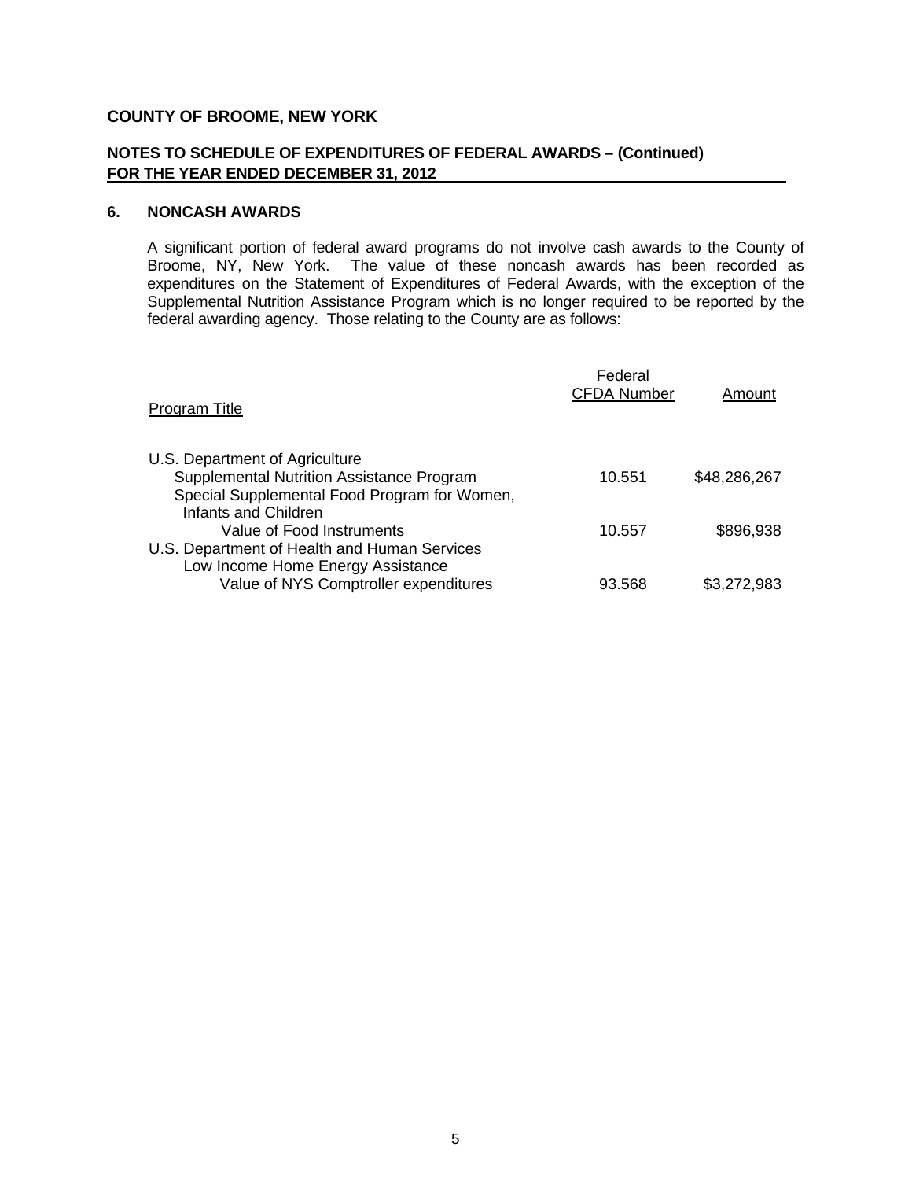**COUNTY OF BROOME, NEW YORK**

**NOTES TO SCHEDULE OF EXPENDITURES OF FEDERAL AWARDS – (Continued)**
**FOR THE YEAR ENDED DECEMBER 31, 2012**

## 6. NONCASH AWARDS

A significant portion of federal award programs do not involve cash awards to the County of Broome, NY, New York. The value of these noncash awards has been recorded as expenditures on the Statement of Expenditures of Federal Awards, with the exception of the Supplemental Nutrition Assistance Program which is no longer required to be reported by the federal awarding agency. Those relating to the County are as follows:

| Program Title | Federal CFDA Number | Amount |
|---|---|---|
| U.S. Department of Agriculture | | |
| Supplemental Nutrition Assistance Program | 10.551 | $48,286,267 |
| Special Supplemental Food Program for Women, Infants and Children | | |
| Value of Food Instruments | 10.557 | $896,938 |
| U.S. Department of Health and Human Services | | |
| Low Income Home Energy Assistance | | |
| Value of NYS Comptroller expenditures | 93.568 | $3,272,983 |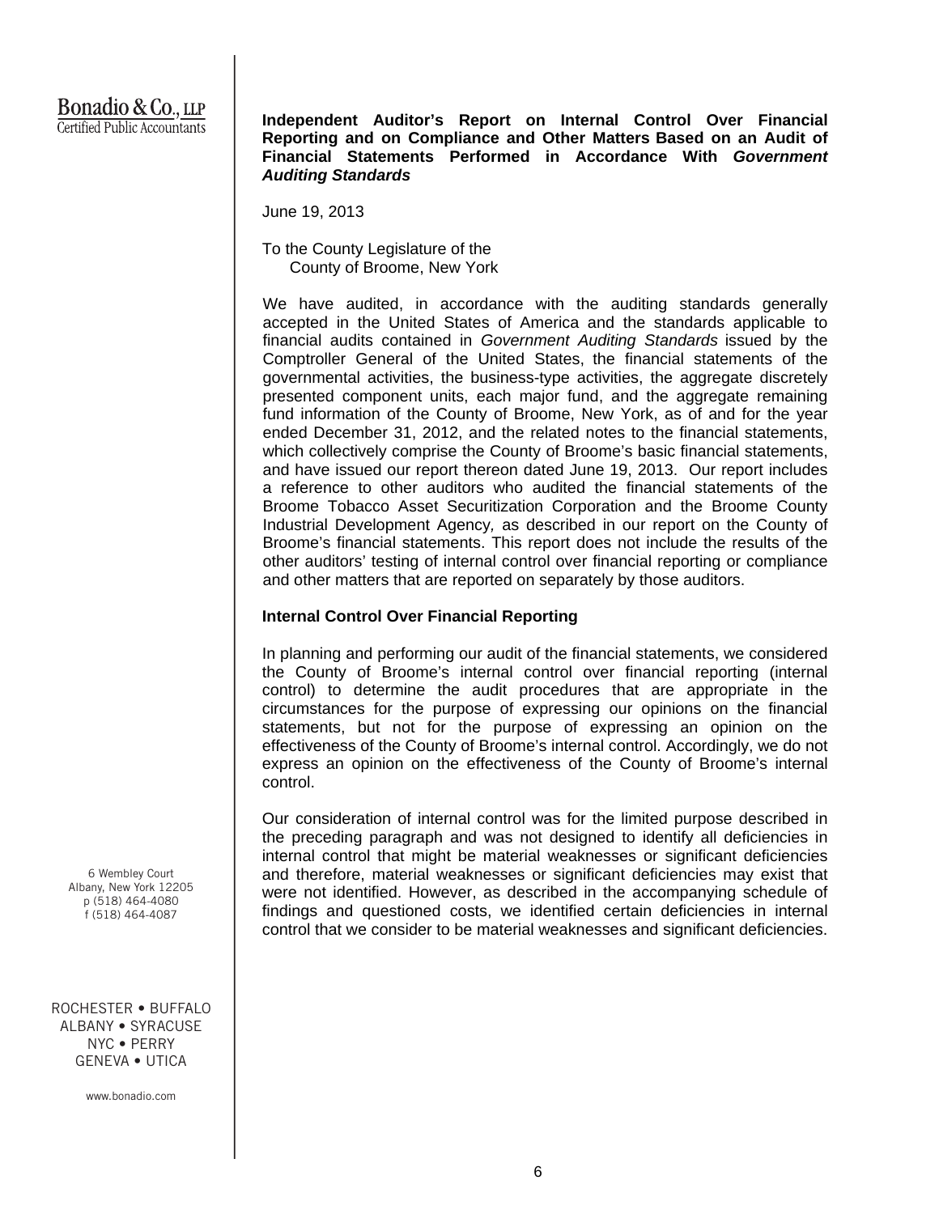Bonadio & Co., LLP
Certified Public Accountants

6 Wembley Court
Albany, New York 12205
p (518) 464-4080
f (518) 464-4087

ROCHESTER • BUFFALO
ALBANY • SYRACUSE
NYC • PERRY
GENEVA • UTICA

www.bonadio.com

**Independent Auditor's Report on Internal Control Over Financial Reporting and on Compliance and Other Matters Based on an Audit of Financial Statements Performed in Accordance With *Government Auditing Standards***

June 19, 2013

To the County Legislature of the
County of Broome, New York

We have audited, in accordance with the auditing standards generally accepted in the United States of America and the standards applicable to financial audits contained in *Government Auditing Standards* issued by the Comptroller General of the United States, the financial statements of the governmental activities, the business-type activities, the aggregate discretely presented component units, each major fund, and the aggregate remaining fund information of the County of Broome, New York, as of and for the year ended December 31, 2012, and the related notes to the financial statements, which collectively comprise the County of Broome's basic financial statements, and have issued our report thereon dated June 19, 2013. Our report includes a reference to other auditors who audited the financial statements of the Broome Tobacco Asset Securitization Corporation and the Broome County Industrial Development Agency, as described in our report on the County of Broome's financial statements. This report does not include the results of the other auditors' testing of internal control over financial reporting or compliance and other matters that are reported on separately by those auditors.

**Internal Control Over Financial Reporting**

In planning and performing our audit of the financial statements, we considered the County of Broome's internal control over financial reporting (internal control) to determine the audit procedures that are appropriate in the circumstances for the purpose of expressing our opinions on the financial statements, but not for the purpose of expressing an opinion on the effectiveness of the County of Broome's internal control. Accordingly, we do not express an opinion on the effectiveness of the County of Broome's internal control.

Our consideration of internal control was for the limited purpose described in the preceding paragraph and was not designed to identify all deficiencies in internal control that might be material weaknesses or significant deficiencies and therefore, material weaknesses or significant deficiencies may exist that were not identified. However, as described in the accompanying schedule of findings and questioned costs, we identified certain deficiencies in internal control that we consider to be material weaknesses and significant deficiencies.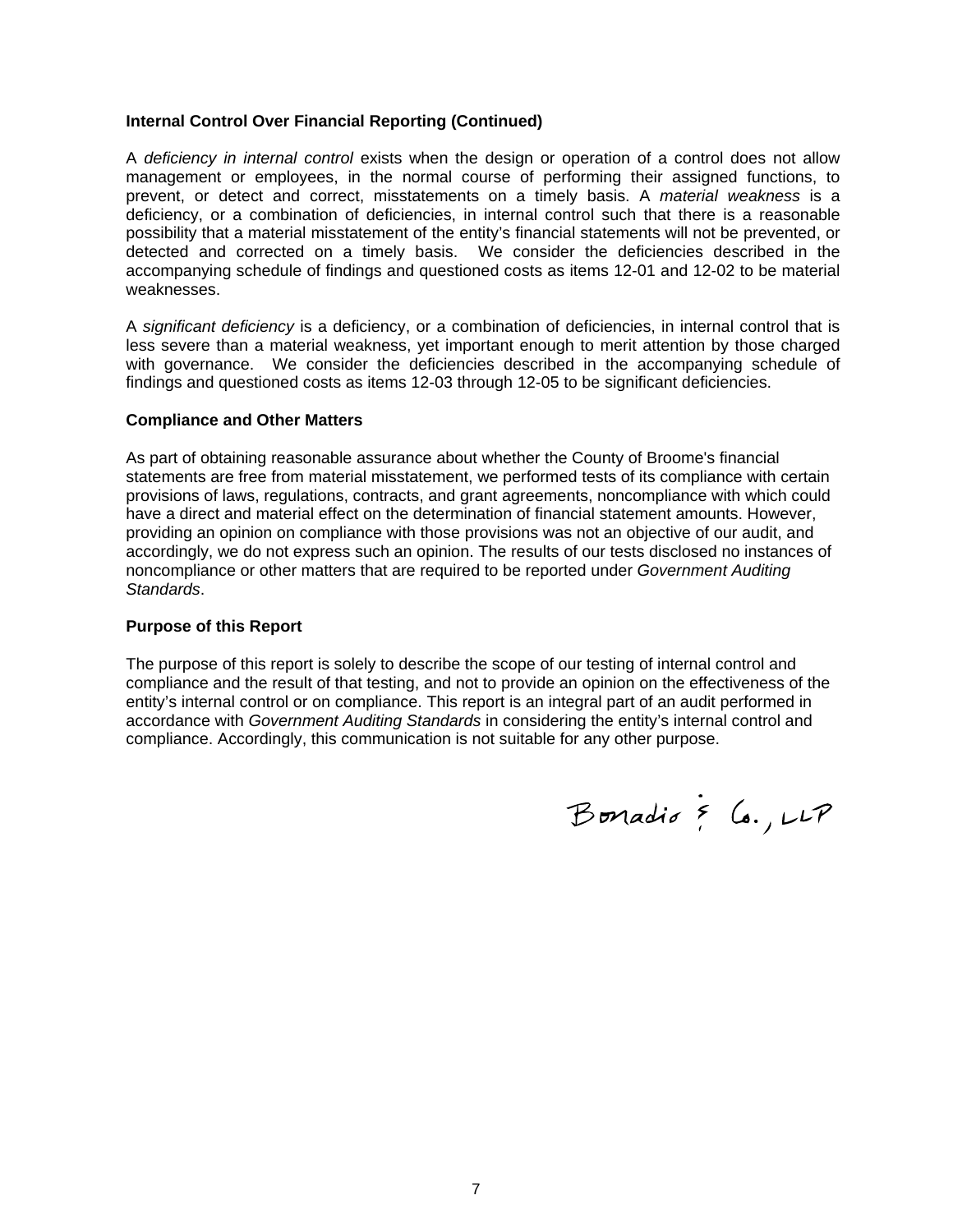### Internal Control Over Financial Reporting (Continued)

A *deficiency in internal control* exists when the design or operation of a control does not allow management or employees, in the normal course of performing their assigned functions, to prevent, or detect and correct, misstatements on a timely basis. A *material weakness* is a deficiency, or a combination of deficiencies, in internal control such that there is a reasonable possibility that a material misstatement of the entity's financial statements will not be prevented, or detected and corrected on a timely basis. We consider the deficiencies described in the accompanying schedule of findings and questioned costs as items 12-01 and 12-02 to be material weaknesses.

A *significant deficiency* is a deficiency, or a combination of deficiencies, in internal control that is less severe than a material weakness, yet important enough to merit attention by those charged with governance. We consider the deficiencies described in the accompanying schedule of findings and questioned costs as items 12-03 through 12-05 to be significant deficiencies.

### Compliance and Other Matters

As part of obtaining reasonable assurance about whether the County of Broome's financial statements are free from material misstatement, we performed tests of its compliance with certain provisions of laws, regulations, contracts, and grant agreements, noncompliance with which could have a direct and material effect on the determination of financial statement amounts. However, providing an opinion on compliance with those provisions was not an objective of our audit, and accordingly, we do not express such an opinion. The results of our tests disclosed no instances of noncompliance or other matters that are required to be reported under *Government Auditing Standards*.

### Purpose of this Report

The purpose of this report is solely to describe the scope of our testing of internal control and compliance and the result of that testing, and not to provide an opinion on the effectiveness of the entity's internal control or on compliance. This report is an integral part of an audit performed in accordance with *Government Auditing Standards* in considering the entity's internal control and compliance. Accordingly, this communication is not suitable for any other purpose.

Bonadio & Co., LLP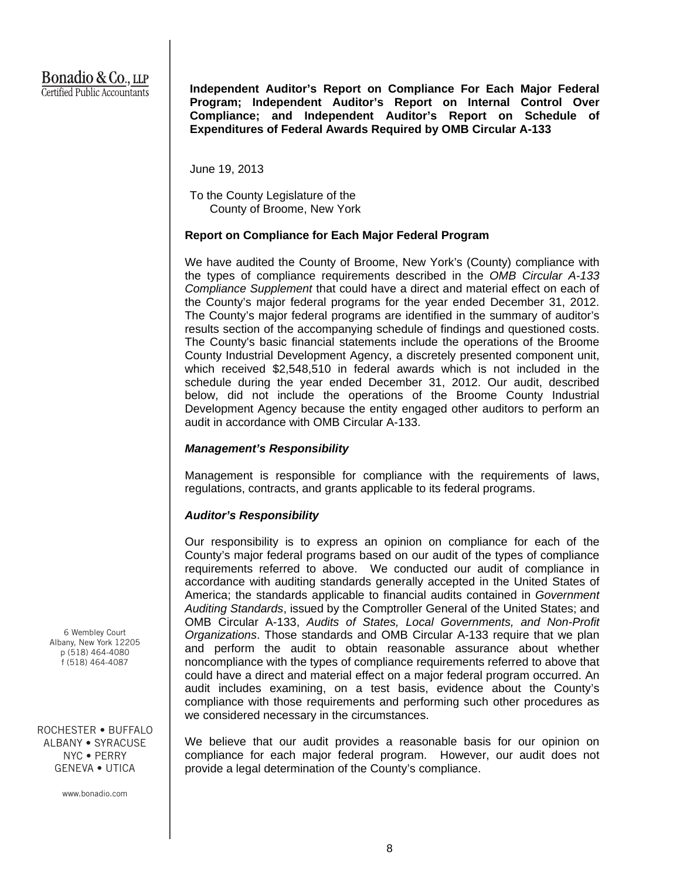Bonadio & Co., LLP
Certified Public Accountants

**Independent Auditor's Report on Compliance For Each Major Federal Program; Independent Auditor's Report on Internal Control Over Compliance; and Independent Auditor's Report on Schedule of Expenditures of Federal Awards Required by OMB Circular A-133**

June 19, 2013

To the County Legislature of the
County of Broome, New York

**Report on Compliance for Each Major Federal Program**

We have audited the County of Broome, New York's (County) compliance with the types of compliance requirements described in the *OMB Circular A-133 Compliance Supplement* that could have a direct and material effect on each of the County's major federal programs for the year ended December 31, 2012. The County's major federal programs are identified in the summary of auditor's results section of the accompanying schedule of findings and questioned costs. The County's basic financial statements include the operations of the Broome County Industrial Development Agency, a discretely presented component unit, which received $2,548,510 in federal awards which is not included in the schedule during the year ended December 31, 2012. Our audit, described below, did not include the operations of the Broome County Industrial Development Agency because the entity engaged other auditors to perform an audit in accordance with OMB Circular A-133.

***Management's Responsibility***

Management is responsible for compliance with the requirements of laws, regulations, contracts, and grants applicable to its federal programs.

***Auditor's Responsibility***

Our responsibility is to express an opinion on compliance for each of the County's major federal programs based on our audit of the types of compliance requirements referred to above. We conducted our audit of compliance in accordance with auditing standards generally accepted in the United States of America; the standards applicable to financial audits contained in *Government Auditing Standards*, issued by the Comptroller General of the United States; and OMB Circular A-133, *Audits of States, Local Governments, and Non-Profit Organizations*. Those standards and OMB Circular A-133 require that we plan and perform the audit to obtain reasonable assurance about whether noncompliance with the types of compliance requirements referred to above that could have a direct and material effect on a major federal program occurred. An audit includes examining, on a test basis, evidence about the County's compliance with those requirements and performing such other procedures as we considered necessary in the circumstances.

We believe that our audit provides a reasonable basis for our opinion on compliance for each major federal program. However, our audit does not provide a legal determination of the County's compliance.

6 Wembley Court
Albany, New York 12205
p (518) 464-4080
f (518) 464-4087

ROCHESTER • BUFFALO
ALBANY • SYRACUSE
NYC • PERRY
GENEVA • UTICA

www.bonadio.com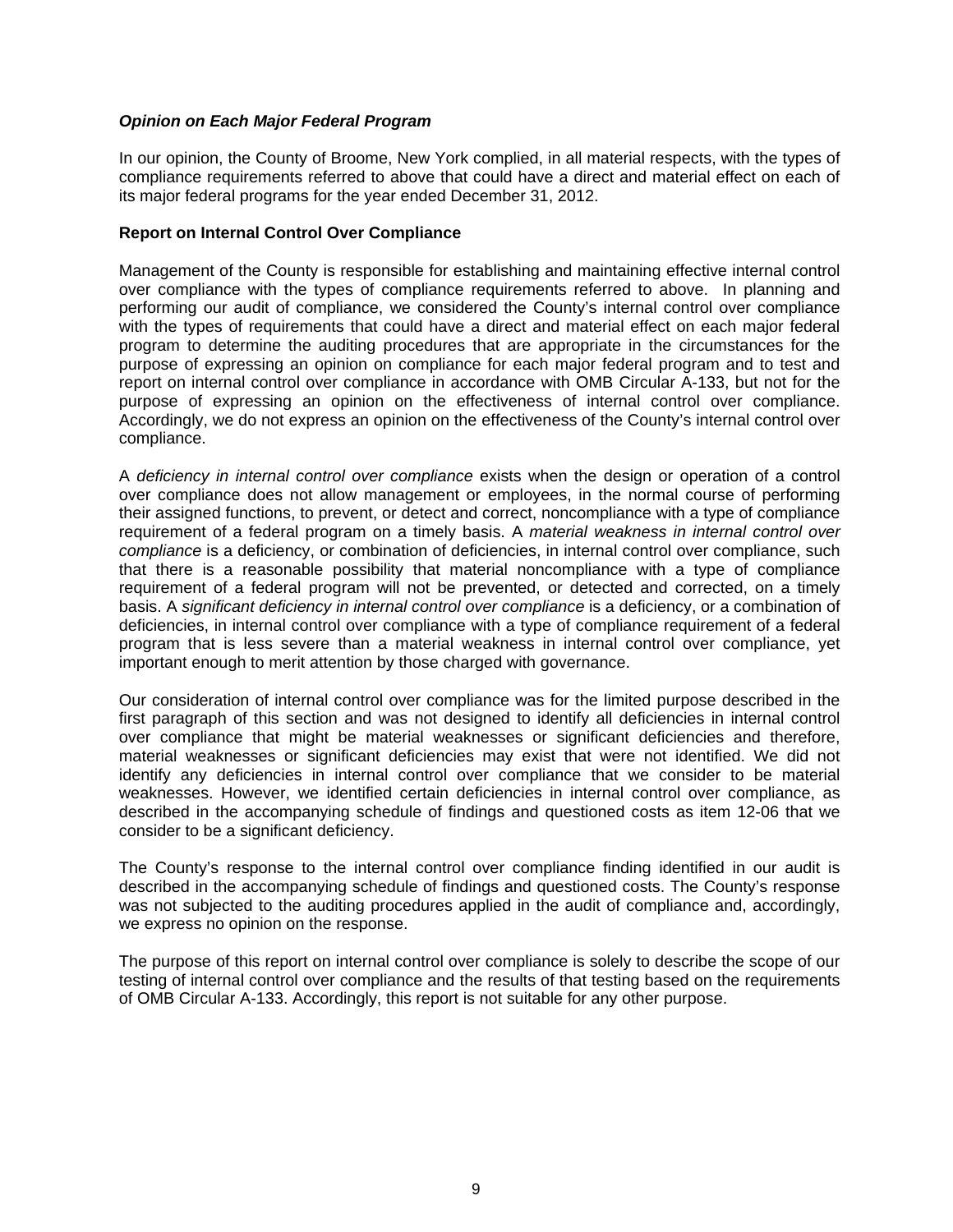### *Opinion on Each Major Federal Program*

In our opinion, the County of Broome, New York complied, in all material respects, with the types of compliance requirements referred to above that could have a direct and material effect on each of its major federal programs for the year ended December 31, 2012.

### Report on Internal Control Over Compliance

Management of the County is responsible for establishing and maintaining effective internal control over compliance with the types of compliance requirements referred to above. In planning and performing our audit of compliance, we considered the County's internal control over compliance with the types of requirements that could have a direct and material effect on each major federal program to determine the auditing procedures that are appropriate in the circumstances for the purpose of expressing an opinion on compliance for each major federal program and to test and report on internal control over compliance in accordance with OMB Circular A-133, but not for the purpose of expressing an opinion on the effectiveness of internal control over compliance. Accordingly, we do not express an opinion on the effectiveness of the County's internal control over compliance.

A *deficiency in internal control over compliance* exists when the design or operation of a control over compliance does not allow management or employees, in the normal course of performing their assigned functions, to prevent, or detect and correct, noncompliance with a type of compliance requirement of a federal program on a timely basis. A *material weakness in internal control over compliance* is a deficiency, or combination of deficiencies, in internal control over compliance, such that there is a reasonable possibility that material noncompliance with a type of compliance requirement of a federal program will not be prevented, or detected and corrected, on a timely basis. A *significant deficiency in internal control over compliance* is a deficiency, or a combination of deficiencies, in internal control over compliance with a type of compliance requirement of a federal program that is less severe than a material weakness in internal control over compliance, yet important enough to merit attention by those charged with governance.

Our consideration of internal control over compliance was for the limited purpose described in the first paragraph of this section and was not designed to identify all deficiencies in internal control over compliance that might be material weaknesses or significant deficiencies and therefore, material weaknesses or significant deficiencies may exist that were not identified. We did not identify any deficiencies in internal control over compliance that we consider to be material weaknesses. However, we identified certain deficiencies in internal control over compliance, as described in the accompanying schedule of findings and questioned costs as item 12-06 that we consider to be a significant deficiency.

The County's response to the internal control over compliance finding identified in our audit is described in the accompanying schedule of findings and questioned costs. The County's response was not subjected to the auditing procedures applied in the audit of compliance and, accordingly, we express no opinion on the response.

The purpose of this report on internal control over compliance is solely to describe the scope of our testing of internal control over compliance and the results of that testing based on the requirements of OMB Circular A-133. Accordingly, this report is not suitable for any other purpose.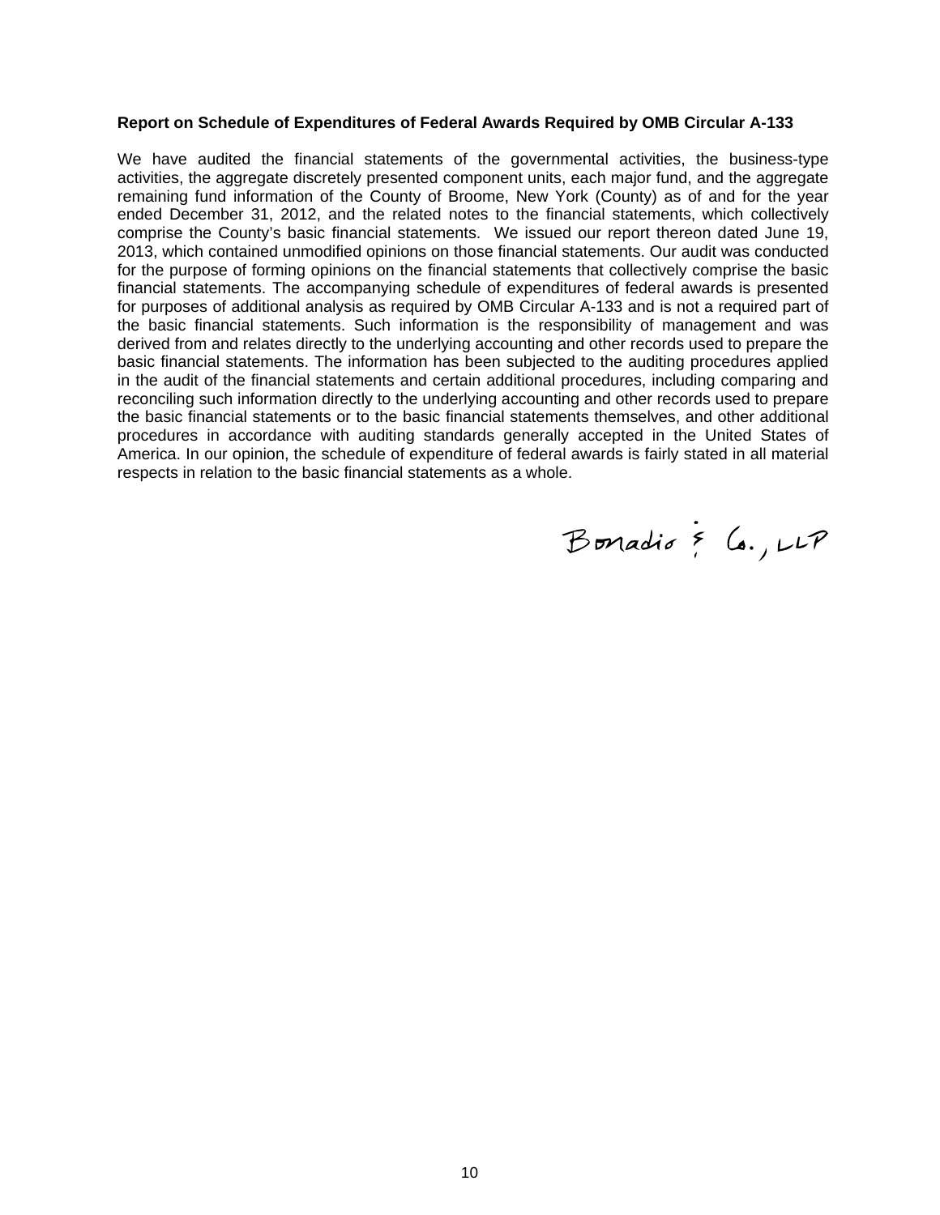**Report on Schedule of Expenditures of Federal Awards Required by OMB Circular A-133**

We have audited the financial statements of the governmental activities, the business-type activities, the aggregate discretely presented component units, each major fund, and the aggregate remaining fund information of the County of Broome, New York (County) as of and for the year ended December 31, 2012, and the related notes to the financial statements, which collectively comprise the County's basic financial statements. We issued our report thereon dated June 19, 2013, which contained unmodified opinions on those financial statements. Our audit was conducted for the purpose of forming opinions on the financial statements that collectively comprise the basic financial statements. The accompanying schedule of expenditures of federal awards is presented for purposes of additional analysis as required by OMB Circular A-133 and is not a required part of the basic financial statements. Such information is the responsibility of management and was derived from and relates directly to the underlying accounting and other records used to prepare the basic financial statements. The information has been subjected to the auditing procedures applied in the audit of the financial statements and certain additional procedures, including comparing and reconciling such information directly to the underlying accounting and other records used to prepare the basic financial statements or to the basic financial statements themselves, and other additional procedures in accordance with auditing standards generally accepted in the United States of America. In our opinion, the schedule of expenditure of federal awards is fairly stated in all material respects in relation to the basic financial statements as a whole.

Bonadio & Co., LLP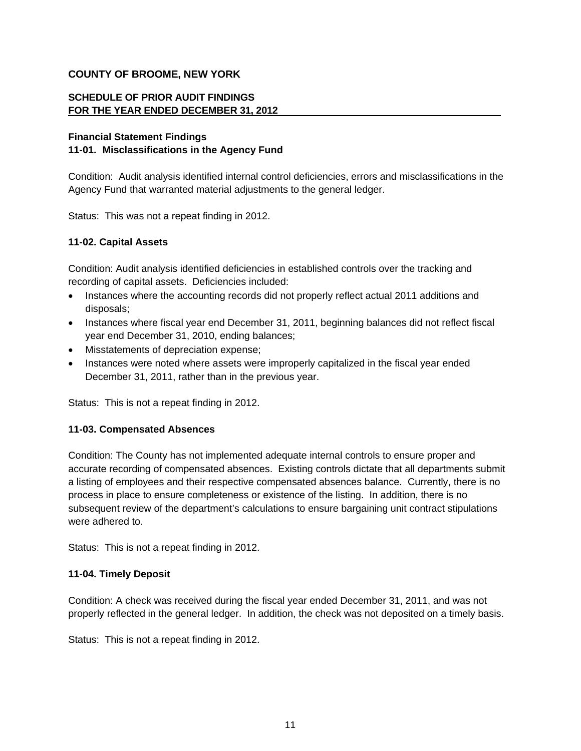**COUNTY OF BROOME, NEW YORK**

**SCHEDULE OF PRIOR AUDIT FINDINGS**
**FOR THE YEAR ENDED DECEMBER 31, 2012**

**Financial Statement Findings**
**11-01. Misclassifications in the Agency Fund**

Condition: Audit analysis identified internal control deficiencies, errors and misclassifications in the Agency Fund that warranted material adjustments to the general ledger.

Status: This was not a repeat finding in 2012.

**11-02. Capital Assets**

Condition: Audit analysis identified deficiencies in established controls over the tracking and recording of capital assets. Deficiencies included:

- Instances where the accounting records did not properly reflect actual 2011 additions and disposals;
- Instances where fiscal year end December 31, 2011, beginning balances did not reflect fiscal year end December 31, 2010, ending balances;
- Misstatements of depreciation expense;
- Instances were noted where assets were improperly capitalized in the fiscal year ended December 31, 2011, rather than in the previous year.

Status: This is not a repeat finding in 2012.

**11-03. Compensated Absences**

Condition: The County has not implemented adequate internal controls to ensure proper and accurate recording of compensated absences. Existing controls dictate that all departments submit a listing of employees and their respective compensated absences balance. Currently, there is no process in place to ensure completeness or existence of the listing. In addition, there is no subsequent review of the department's calculations to ensure bargaining unit contract stipulations were adhered to.

Status: This is not a repeat finding in 2012.

**11-04. Timely Deposit**

Condition: A check was received during the fiscal year ended December 31, 2011, and was not properly reflected in the general ledger. In addition, the check was not deposited on a timely basis.

Status: This is not a repeat finding in 2012.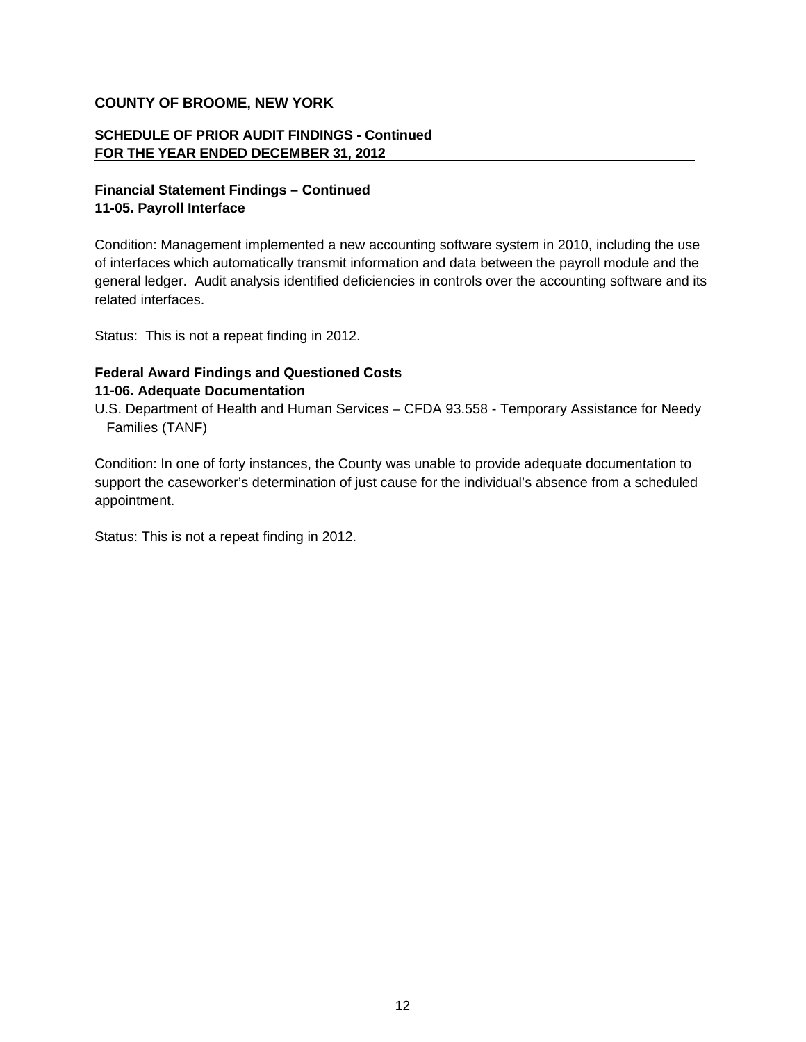**COUNTY OF BROOME, NEW YORK**

**SCHEDULE OF PRIOR AUDIT FINDINGS - Continued**
**FOR THE YEAR ENDED DECEMBER 31, 2012**

**Financial Statement Findings – Continued**
**11-05. Payroll Interface**

Condition: Management implemented a new accounting software system in 2010, including the use of interfaces which automatically transmit information and data between the payroll module and the general ledger. Audit analysis identified deficiencies in controls over the accounting software and its related interfaces.

Status: This is not a repeat finding in 2012.

**Federal Award Findings and Questioned Costs**
**11-06. Adequate Documentation**

U.S. Department of Health and Human Services – CFDA 93.558 - Temporary Assistance for Needy Families (TANF)

Condition: In one of forty instances, the County was unable to provide adequate documentation to support the caseworker's determination of just cause for the individual's absence from a scheduled appointment.

Status: This is not a repeat finding in 2012.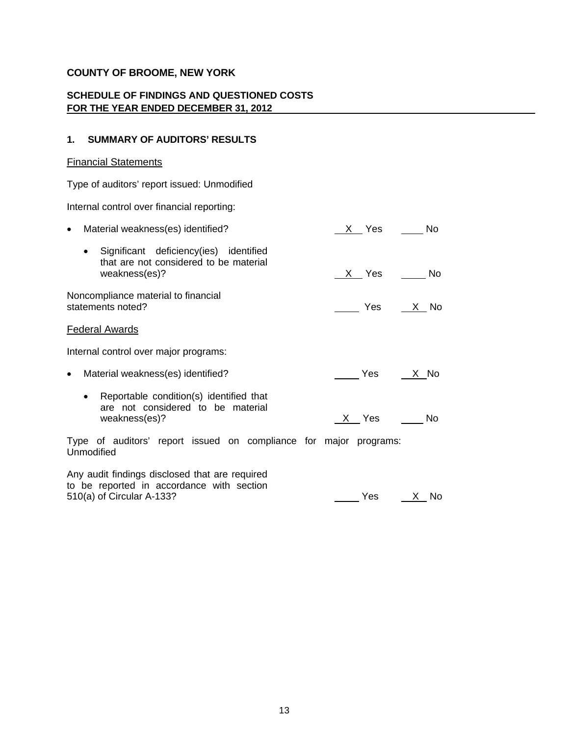**COUNTY OF BROOME, NEW YORK**

**SCHEDULE OF FINDINGS AND QUESTIONED COSTS**
**FOR THE YEAR ENDED DECEMBER 31, 2012**

## 1. SUMMARY OF AUDITORS' RESULTS

Financial Statements

Type of auditors' report issued: Unmodified

Internal control over financial reporting:

| | Yes | No |
|---|---|---|
| • Material weakness(es) identified? | X | |
| • Significant deficiency(ies) identified that are not considered to be material weakness(es)? | X | |
| Noncompliance material to financial statements noted? | | X |

Federal Awards

Internal control over major programs:

| | Yes | No |
|---|---|---|
| • Material weakness(es) identified? | | X |
| • Reportable condition(s) identified that are not considered to be material weakness(es)? | X | |

Type of auditors' report issued on compliance for major programs: Unmodified

| | Yes | No |
|---|---|---|
| Any audit findings disclosed that are required to be reported in accordance with section 510(a) of Circular A-133? | | X |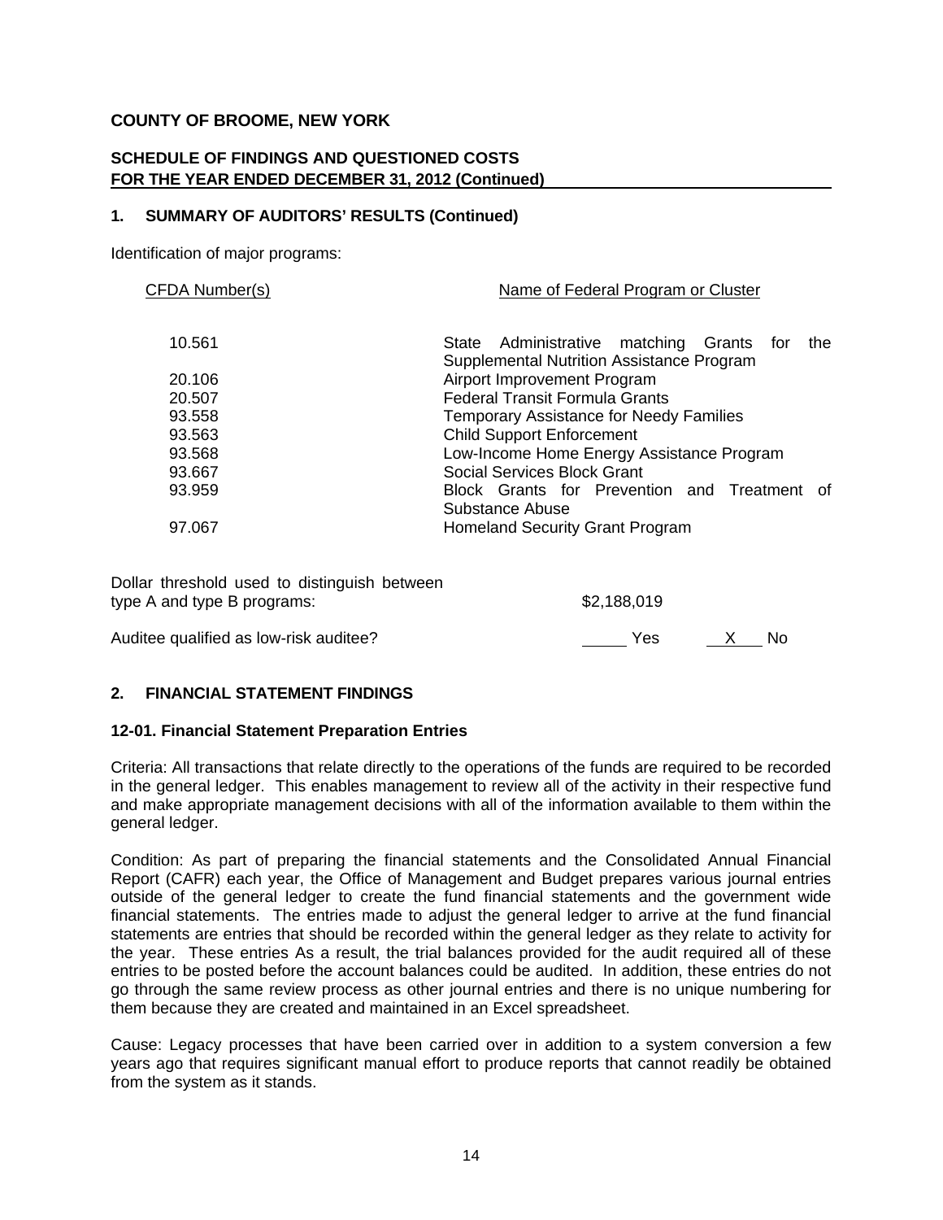**COUNTY OF BROOME, NEW YORK**

**SCHEDULE OF FINDINGS AND QUESTIONED COSTS**
**FOR THE YEAR ENDED DECEMBER 31, 2012 (Continued)**

**1. SUMMARY OF AUDITORS' RESULTS (Continued)**

Identification of major programs:

| CFDA Number(s) | Name of Federal Program or Cluster |
|---|---|
| 10.561 | State Administrative matching Grants for the Supplemental Nutrition Assistance Program |
| 20.106 | Airport Improvement Program |
| 20.507 | Federal Transit Formula Grants |
| 93.558 | Temporary Assistance for Needy Families |
| 93.563 | Child Support Enforcement |
| 93.568 | Low-Income Home Energy Assistance Program |
| 93.667 | Social Services Block Grant |
| 93.959 | Block Grants for Prevention and Treatment of Substance Abuse |
| 97.067 | Homeland Security Grant Program |

Dollar threshold used to distinguish between type A and type B programs: $2,188,019

Auditee qualified as low-risk auditee? ____ Yes __X__ No

**2. FINANCIAL STATEMENT FINDINGS**

**12-01. Financial Statement Preparation Entries**

Criteria: All transactions that relate directly to the operations of the funds are required to be recorded in the general ledger. This enables management to review all of the activity in their respective fund and make appropriate management decisions with all of the information available to them within the general ledger.

Condition: As part of preparing the financial statements and the Consolidated Annual Financial Report (CAFR) each year, the Office of Management and Budget prepares various journal entries outside of the general ledger to create the fund financial statements and the government wide financial statements. The entries made to adjust the general ledger to arrive at the fund financial statements are entries that should be recorded within the general ledger as they relate to activity for the year. These entries As a result, the trial balances provided for the audit required all of these entries to be posted before the account balances could be audited. In addition, these entries do not go through the same review process as other journal entries and there is no unique numbering for them because they are created and maintained in an Excel spreadsheet.

Cause: Legacy processes that have been carried over in addition to a system conversion a few years ago that requires significant manual effort to produce reports that cannot readily be obtained from the system as it stands.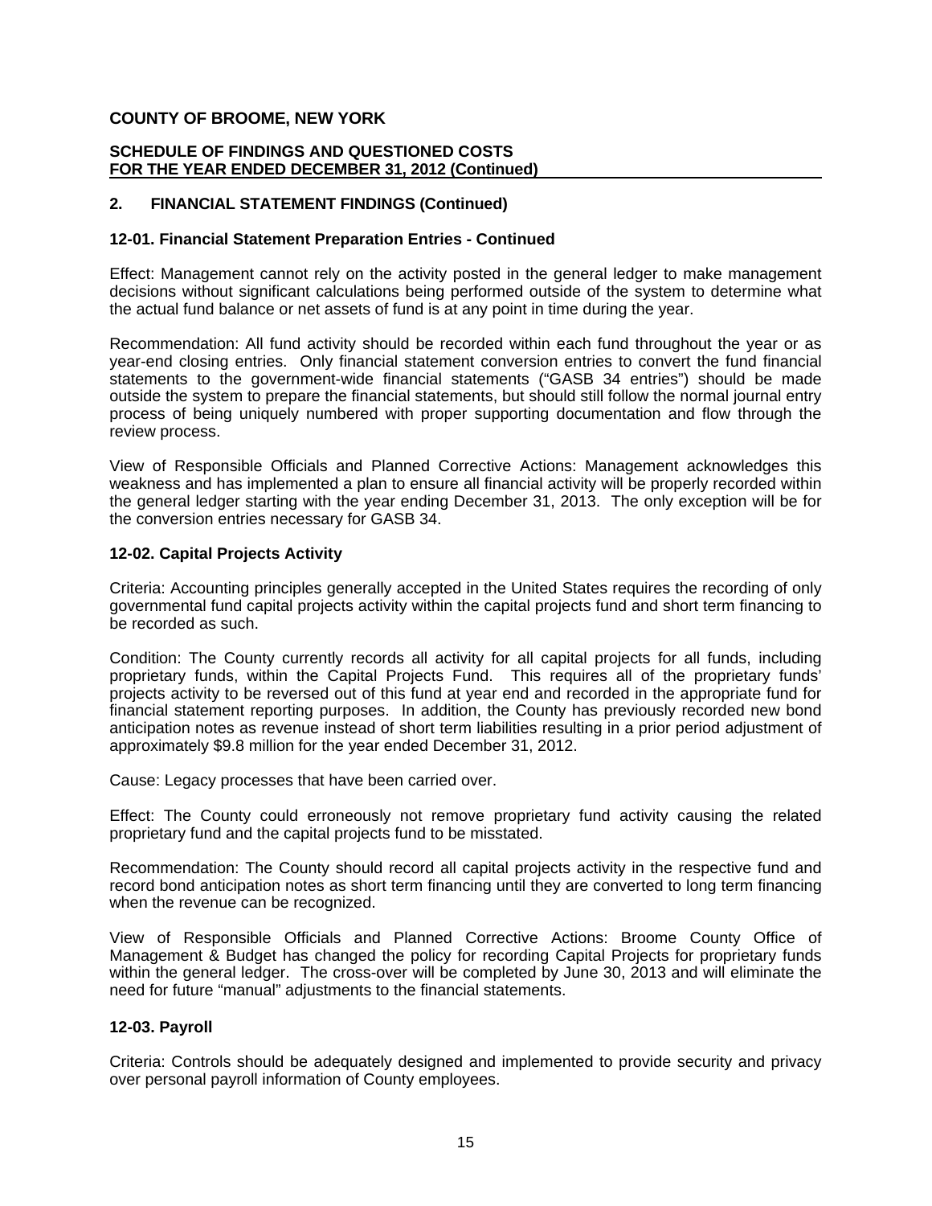**COUNTY OF BROOME, NEW YORK**

**SCHEDULE OF FINDINGS AND QUESTIONED COSTS**
**FOR THE YEAR ENDED DECEMBER 31, 2012 (Continued)**

## 2. FINANCIAL STATEMENT FINDINGS (Continued)

### 12-01. Financial Statement Preparation Entries - Continued

Effect: Management cannot rely on the activity posted in the general ledger to make management decisions without significant calculations being performed outside of the system to determine what the actual fund balance or net assets of fund is at any point in time during the year.

Recommendation: All fund activity should be recorded within each fund throughout the year or as year-end closing entries. Only financial statement conversion entries to convert the fund financial statements to the government-wide financial statements ("GASB 34 entries") should be made outside the system to prepare the financial statements, but should still follow the normal journal entry process of being uniquely numbered with proper supporting documentation and flow through the review process.

View of Responsible Officials and Planned Corrective Actions: Management acknowledges this weakness and has implemented a plan to ensure all financial activity will be properly recorded within the general ledger starting with the year ending December 31, 2013. The only exception will be for the conversion entries necessary for GASB 34.

### 12-02. Capital Projects Activity

Criteria: Accounting principles generally accepted in the United States requires the recording of only governmental fund capital projects activity within the capital projects fund and short term financing to be recorded as such.

Condition: The County currently records all activity for all capital projects for all funds, including proprietary funds, within the Capital Projects Fund. This requires all of the proprietary funds' projects activity to be reversed out of this fund at year end and recorded in the appropriate fund for financial statement reporting purposes. In addition, the County has previously recorded new bond anticipation notes as revenue instead of short term liabilities resulting in a prior period adjustment of approximately $9.8 million for the year ended December 31, 2012.

Cause: Legacy processes that have been carried over.

Effect: The County could erroneously not remove proprietary fund activity causing the related proprietary fund and the capital projects fund to be misstated.

Recommendation: The County should record all capital projects activity in the respective fund and record bond anticipation notes as short term financing until they are converted to long term financing when the revenue can be recognized.

View of Responsible Officials and Planned Corrective Actions: Broome County Office of Management & Budget has changed the policy for recording Capital Projects for proprietary funds within the general ledger. The cross-over will be completed by June 30, 2013 and will eliminate the need for future "manual" adjustments to the financial statements.

### 12-03. Payroll

Criteria: Controls should be adequately designed and implemented to provide security and privacy over personal payroll information of County employees.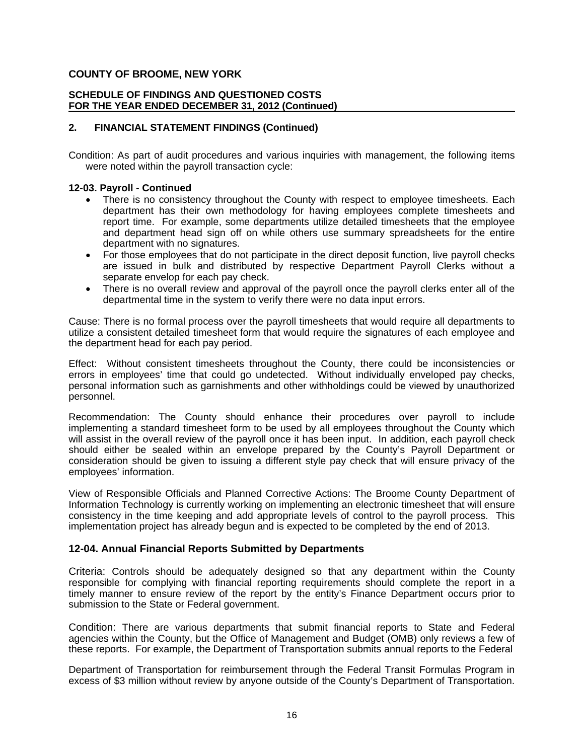# COUNTY OF BROOME, NEW YORK

**SCHEDULE OF FINDINGS AND QUESTIONED COSTS**
**FOR THE YEAR ENDED DECEMBER 31, 2012 (Continued)**

## 2. FINANCIAL STATEMENT FINDINGS (Continued)

Condition: As part of audit procedures and various inquiries with management, the following items were noted within the payroll transaction cycle:

### 12-03. Payroll - Continued

- There is no consistency throughout the County with respect to employee timesheets. Each department has their own methodology for having employees complete timesheets and report time. For example, some departments utilize detailed timesheets that the employee and department head sign off on while others use summary spreadsheets for the entire department with no signatures.
- For those employees that do not participate in the direct deposit function, live payroll checks are issued in bulk and distributed by respective Department Payroll Clerks without a separate envelop for each pay check.
- There is no overall review and approval of the payroll once the payroll clerks enter all of the departmental time in the system to verify there were no data input errors.

Cause: There is no formal process over the payroll timesheets that would require all departments to utilize a consistent detailed timesheet form that would require the signatures of each employee and the department head for each pay period.

Effect: Without consistent timesheets throughout the County, there could be inconsistencies or errors in employees' time that could go undetected. Without individually enveloped pay checks, personal information such as garnishments and other withholdings could be viewed by unauthorized personnel.

Recommendation: The County should enhance their procedures over payroll to include implementing a standard timesheet form to be used by all employees throughout the County which will assist in the overall review of the payroll once it has been input. In addition, each payroll check should either be sealed within an envelope prepared by the County's Payroll Department or consideration should be given to issuing a different style pay check that will ensure privacy of the employees' information.

View of Responsible Officials and Planned Corrective Actions: The Broome County Department of Information Technology is currently working on implementing an electronic timesheet that will ensure consistency in the time keeping and add appropriate levels of control to the payroll process. This implementation project has already begun and is expected to be completed by the end of 2013.

### 12-04. Annual Financial Reports Submitted by Departments

Criteria: Controls should be adequately designed so that any department within the County responsible for complying with financial reporting requirements should complete the report in a timely manner to ensure review of the report by the entity's Finance Department occurs prior to submission to the State or Federal government.

Condition: There are various departments that submit financial reports to State and Federal agencies within the County, but the Office of Management and Budget (OMB) only reviews a few of these reports. For example, the Department of Transportation submits annual reports to the Federal Department of Transportation for reimbursement through the Federal Transit Formulas Program in excess of $3 million without review by anyone outside of the County's Department of Transportation.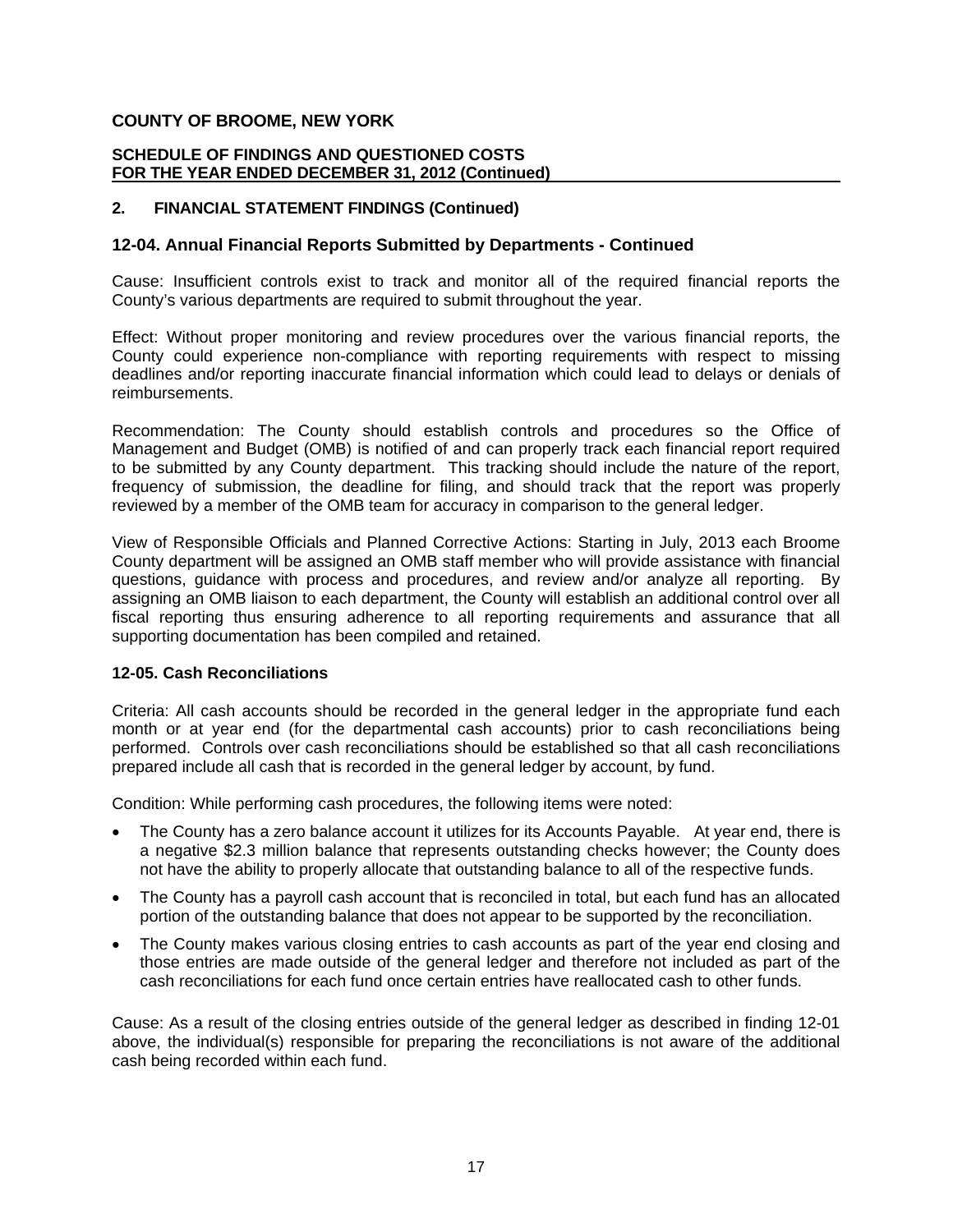**COUNTY OF BROOME, NEW YORK**

**SCHEDULE OF FINDINGS AND QUESTIONED COSTS**
**FOR THE YEAR ENDED DECEMBER 31, 2012 (Continued)**

**2. FINANCIAL STATEMENT FINDINGS (Continued)**

## 12-04. Annual Financial Reports Submitted by Departments - Continued

Cause: Insufficient controls exist to track and monitor all of the required financial reports the County's various departments are required to submit throughout the year.

Effect: Without proper monitoring and review procedures over the various financial reports, the County could experience non-compliance with reporting requirements with respect to missing deadlines and/or reporting inaccurate financial information which could lead to delays or denials of reimbursements.

Recommendation: The County should establish controls and procedures so the Office of Management and Budget (OMB) is notified of and can properly track each financial report required to be submitted by any County department. This tracking should include the nature of the report, frequency of submission, the deadline for filing, and should track that the report was properly reviewed by a member of the OMB team for accuracy in comparison to the general ledger.

View of Responsible Officials and Planned Corrective Actions: Starting in July, 2013 each Broome County department will be assigned an OMB staff member who will provide assistance with financial questions, guidance with process and procedures, and review and/or analyze all reporting. By assigning an OMB liaison to each department, the County will establish an additional control over all fiscal reporting thus ensuring adherence to all reporting requirements and assurance that all supporting documentation has been compiled and retained.

### 12-05. Cash Reconciliations

Criteria: All cash accounts should be recorded in the general ledger in the appropriate fund each month or at year end (for the departmental cash accounts) prior to cash reconciliations being performed. Controls over cash reconciliations should be established so that all cash reconciliations prepared include all cash that is recorded in the general ledger by account, by fund.

Condition: While performing cash procedures, the following items were noted:

- The County has a zero balance account it utilizes for its Accounts Payable. At year end, there is a negative $2.3 million balance that represents outstanding checks however; the County does not have the ability to properly allocate that outstanding balance to all of the respective funds.
- The County has a payroll cash account that is reconciled in total, but each fund has an allocated portion of the outstanding balance that does not appear to be supported by the reconciliation.
- The County makes various closing entries to cash accounts as part of the year end closing and those entries are made outside of the general ledger and therefore not included as part of the cash reconciliations for each fund once certain entries have reallocated cash to other funds.

Cause: As a result of the closing entries outside of the general ledger as described in finding 12-01 above, the individual(s) responsible for preparing the reconciliations is not aware of the additional cash being recorded within each fund.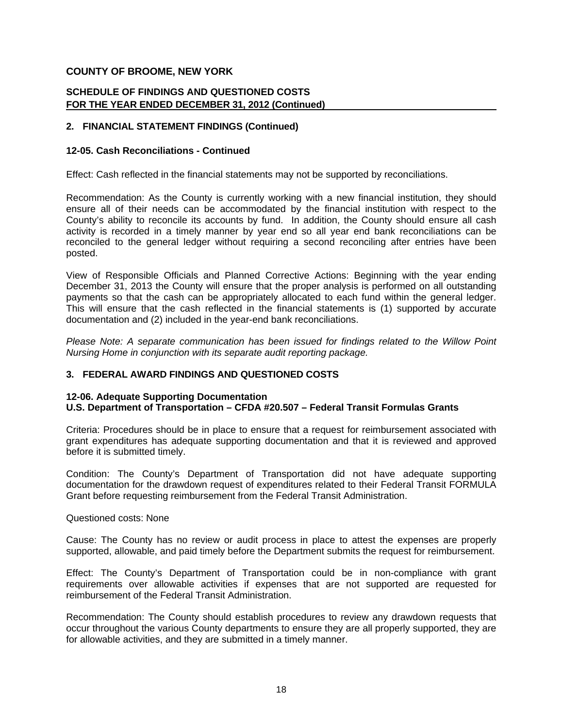**COUNTY OF BROOME, NEW YORK**

**SCHEDULE OF FINDINGS AND QUESTIONED COSTS**
**FOR THE YEAR ENDED DECEMBER 31, 2012 (Continued)**

**2. FINANCIAL STATEMENT FINDINGS (Continued)**

**12-05. Cash Reconciliations - Continued**

Effect: Cash reflected in the financial statements may not be supported by reconciliations.

Recommendation: As the County is currently working with a new financial institution, they should ensure all of their needs can be accommodated by the financial institution with respect to the County's ability to reconcile its accounts by fund. In addition, the County should ensure all cash activity is recorded in a timely manner by year end so all year end bank reconciliations can be reconciled to the general ledger without requiring a second reconciling after entries have been posted.

View of Responsible Officials and Planned Corrective Actions: Beginning with the year ending December 31, 2013 the County will ensure that the proper analysis is performed on all outstanding payments so that the cash can be appropriately allocated to each fund within the general ledger. This will ensure that the cash reflected in the financial statements is (1) supported by accurate documentation and (2) included in the year-end bank reconciliations.

*Please Note: A separate communication has been issued for findings related to the Willow Point Nursing Home in conjunction with its separate audit reporting package.*

**3. FEDERAL AWARD FINDINGS AND QUESTIONED COSTS**

**12-06. Adequate Supporting Documentation**
**U.S. Department of Transportation – CFDA #20.507 – Federal Transit Formulas Grants**

Criteria: Procedures should be in place to ensure that a request for reimbursement associated with grant expenditures has adequate supporting documentation and that it is reviewed and approved before it is submitted timely.

Condition: The County's Department of Transportation did not have adequate supporting documentation for the drawdown request of expenditures related to their Federal Transit FORMULA Grant before requesting reimbursement from the Federal Transit Administration.

Questioned costs: None

Cause: The County has no review or audit process in place to attest the expenses are properly supported, allowable, and paid timely before the Department submits the request for reimbursement.

Effect: The County's Department of Transportation could be in non-compliance with grant requirements over allowable activities if expenses that are not supported are requested for reimbursement of the Federal Transit Administration.

Recommendation: The County should establish procedures to review any drawdown requests that occur throughout the various County departments to ensure they are all properly supported, they are for allowable activities, and they are submitted in a timely manner.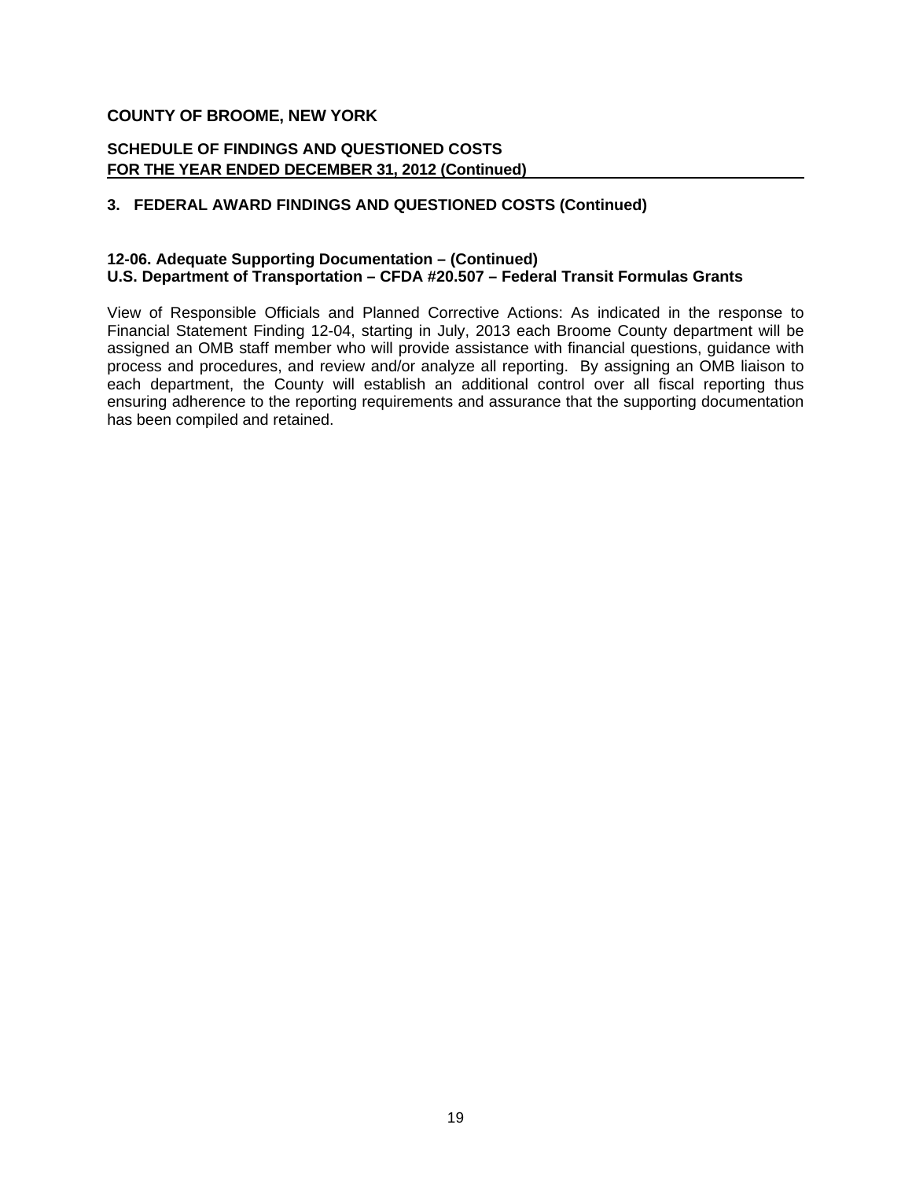**COUNTY OF BROOME, NEW YORK**

**SCHEDULE OF FINDINGS AND QUESTIONED COSTS**
**FOR THE YEAR ENDED DECEMBER 31, 2012 (Continued)**

**3. FEDERAL AWARD FINDINGS AND QUESTIONED COSTS (Continued)**

**12-06. Adequate Supporting Documentation – (Continued)**
**U.S. Department of Transportation – CFDA #20.507 – Federal Transit Formulas Grants**

View of Responsible Officials and Planned Corrective Actions: As indicated in the response to Financial Statement Finding 12-04, starting in July, 2013 each Broome County department will be assigned an OMB staff member who will provide assistance with financial questions, guidance with process and procedures, and review and/or analyze all reporting. By assigning an OMB liaison to each department, the County will establish an additional control over all fiscal reporting thus ensuring adherence to the reporting requirements and assurance that the supporting documentation has been compiled and retained.